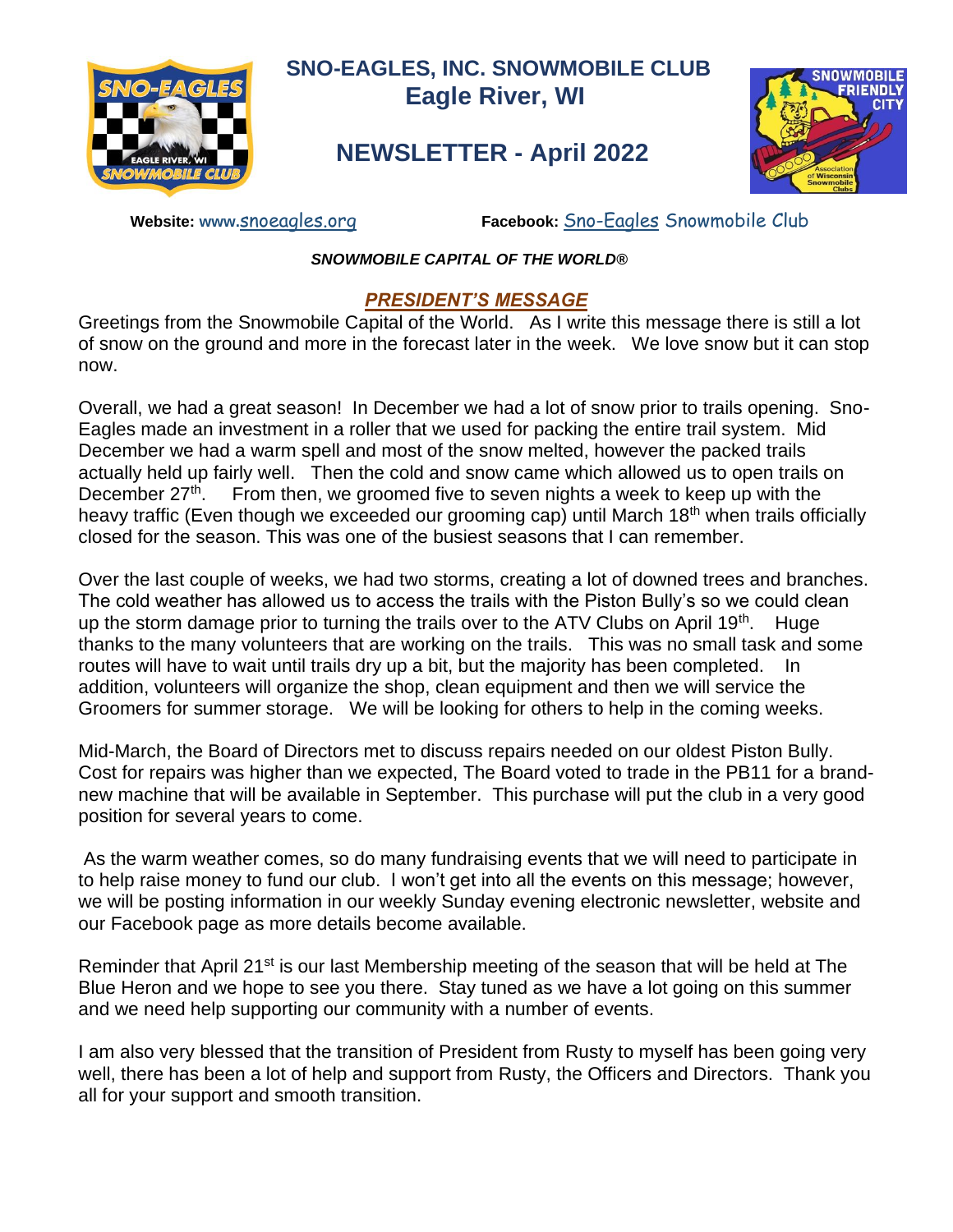# SNO-EAGLES, INC. SNOWMOBILE CLUB
## Eagle River, WI

## NEWSLETTER - April 2022

**Website:** www.snoeagles.org **Facebook:** Sno-Eagles Snowmobile Club

***SNOWMOBILE CAPITAL OF THE WORLD®***

## ***PRESIDENT'S MESSAGE***

Greetings from the Snowmobile Capital of the World. As I write this message there is still a lot of snow on the ground and more in the forecast later in the week. We love snow but it can stop now.

Overall, we had a great season! In December we had a lot of snow prior to trails opening. Sno-Eagles made an investment in a roller that we used for packing the entire trail system. Mid December we had a warm spell and most of the snow melted, however the packed trails actually held up fairly well. Then the cold and snow came which allowed us to open trails on December 27th. From then, we groomed five to seven nights a week to keep up with the heavy traffic (Even though we exceeded our grooming cap) until March 18th when trails officially closed for the season. This was one of the busiest seasons that I can remember.

Over the last couple of weeks, we had two storms, creating a lot of downed trees and branches. The cold weather has allowed us to access the trails with the Piston Bully's so we could clean up the storm damage prior to turning the trails over to the ATV Clubs on April 19th. Huge thanks to the many volunteers that are working on the trails. This was no small task and some routes will have to wait until trails dry up a bit, but the majority has been completed. In addition, volunteers will organize the shop, clean equipment and then we will service the Groomers for summer storage. We will be looking for others to help in the coming weeks.

Mid-March, the Board of Directors met to discuss repairs needed on our oldest Piston Bully. Cost for repairs was higher than we expected, The Board voted to trade in the PB11 for a brand-new machine that will be available in September. This purchase will put the club in a very good position for several years to come.

As the warm weather comes, so do many fundraising events that we will need to participate in to help raise money to fund our club. I won't get into all the events on this message; however, we will be posting information in our weekly Sunday evening electronic newsletter, website and our Facebook page as more details become available.

Reminder that April 21st is our last Membership meeting of the season that will be held at The Blue Heron and we hope to see you there. Stay tuned as we have a lot going on this summer and we need help supporting our community with a number of events.

I am also very blessed that the transition of President from Rusty to myself has been going very well, there has been a lot of help and support from Rusty, the Officers and Directors. Thank you all for your support and smooth transition.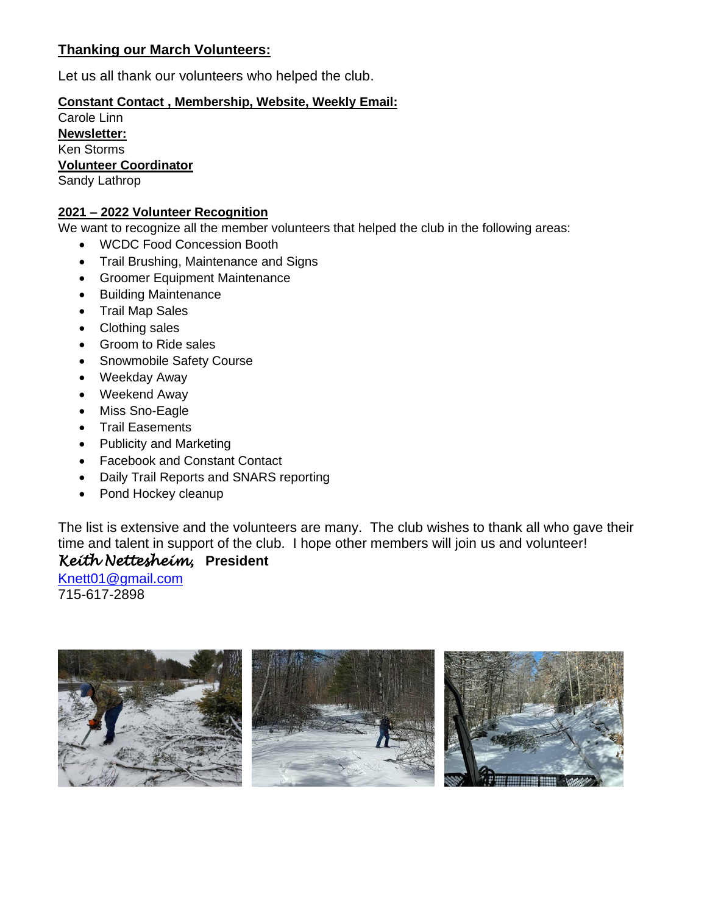**Thanking our March Volunteers:**

Let us all thank our volunteers who helped the club.

**Constant Contact , Membership, Website, Weekly Email:**
Carole Linn
**Newsletter:**
Ken Storms
**Volunteer Coordinator**
Sandy Lathrop

**2021 – 2022 Volunteer Recognition**
We want to recognize all the member volunteers that helped the club in the following areas:

- WCDC Food Concession Booth
- Trail Brushing, Maintenance and Signs
- Groomer Equipment Maintenance
- Building Maintenance
- Trail Map Sales
- Clothing sales
- Groom to Ride sales
- Snowmobile Safety Course
- Weekday Away
- Weekend Away
- Miss Sno-Eagle
- Trail Easements
- Publicity and Marketing
- Facebook and Constant Contact
- Daily Trail Reports and SNARS reporting
- Pond Hockey cleanup

The list is extensive and the volunteers are many. The club wishes to thank all who gave their time and talent in support of the club. I hope other members will join us and volunteer!

*Keith Nettesheim,* **President**
Knett01@gmail.com
715-617-2898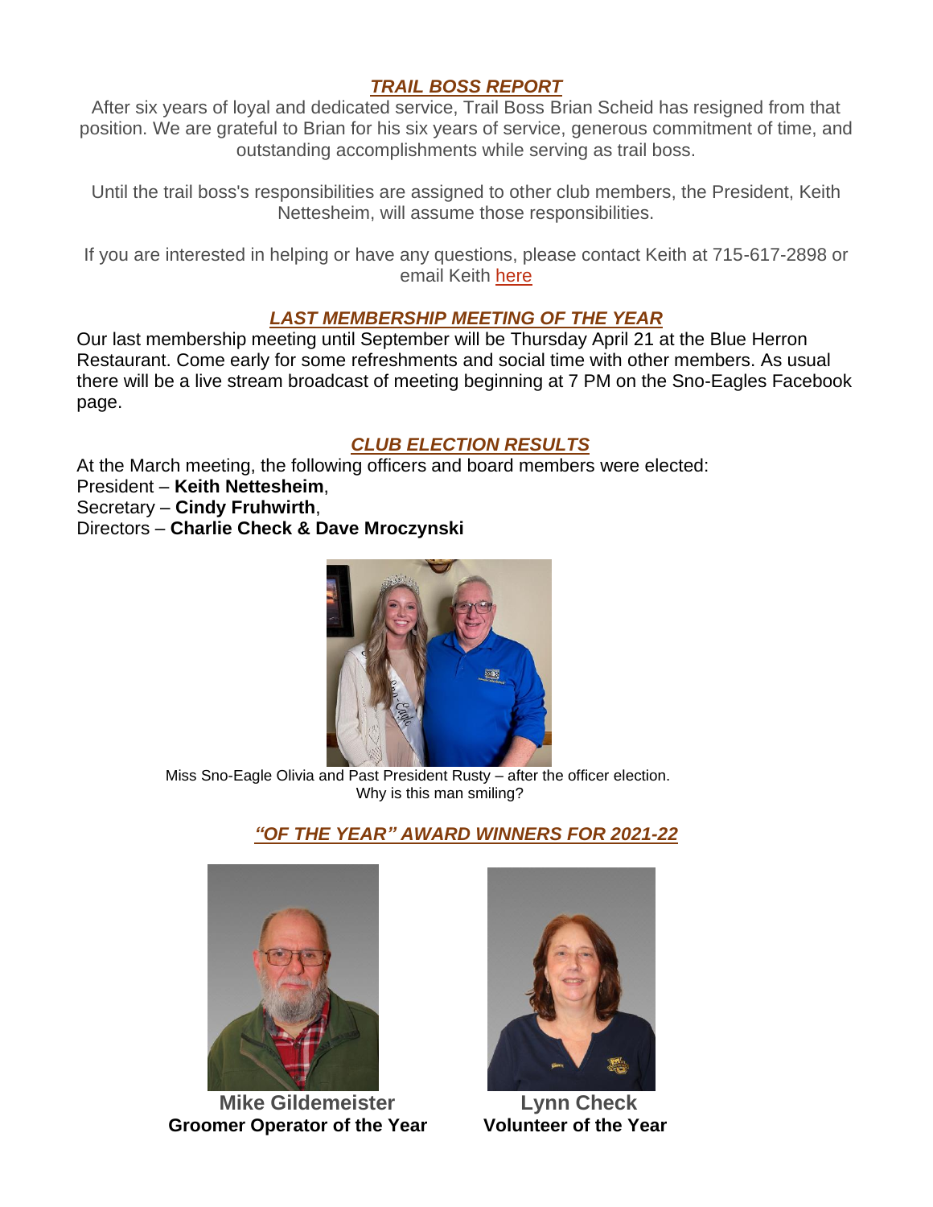## ***TRAIL BOSS REPORT***

After six years of loyal and dedicated service, Trail Boss Brian Scheid has resigned from that position. We are grateful to Brian for his six years of service, generous commitment of time, and outstanding accomplishments while serving as trail boss.

Until the trail boss's responsibilities are assigned to other club members, the President, Keith Nettesheim, will assume those responsibilities.

If you are interested in helping or have any questions, please contact Keith at 715-617-2898 or email Keith here

## ***LAST MEMBERSHIP MEETING OF THE YEAR***

Our last membership meeting until September will be Thursday April 21 at the Blue Herron Restaurant. Come early for some refreshments and social time with other members. As usual there will be a live stream broadcast of meeting beginning at 7 PM on the Sno-Eagles Facebook page.

## ***CLUB ELECTION RESULTS***

At the March meeting, the following officers and board members were elected:
President – **Keith Nettesheim**,
Secretary – **Cindy Fruhwirth**,
Directors – **Charlie Check & Dave Mroczynski**

Miss Sno-Eagle Olivia and Past President Rusty – after the officer election.
Why is this man smiling?

## ***"OF THE YEAR" AWARD WINNERS FOR 2021-22***

**Mike Gildemeister**
**Groomer Operator of the Year**

**Lynn Check**
**Volunteer of the Year**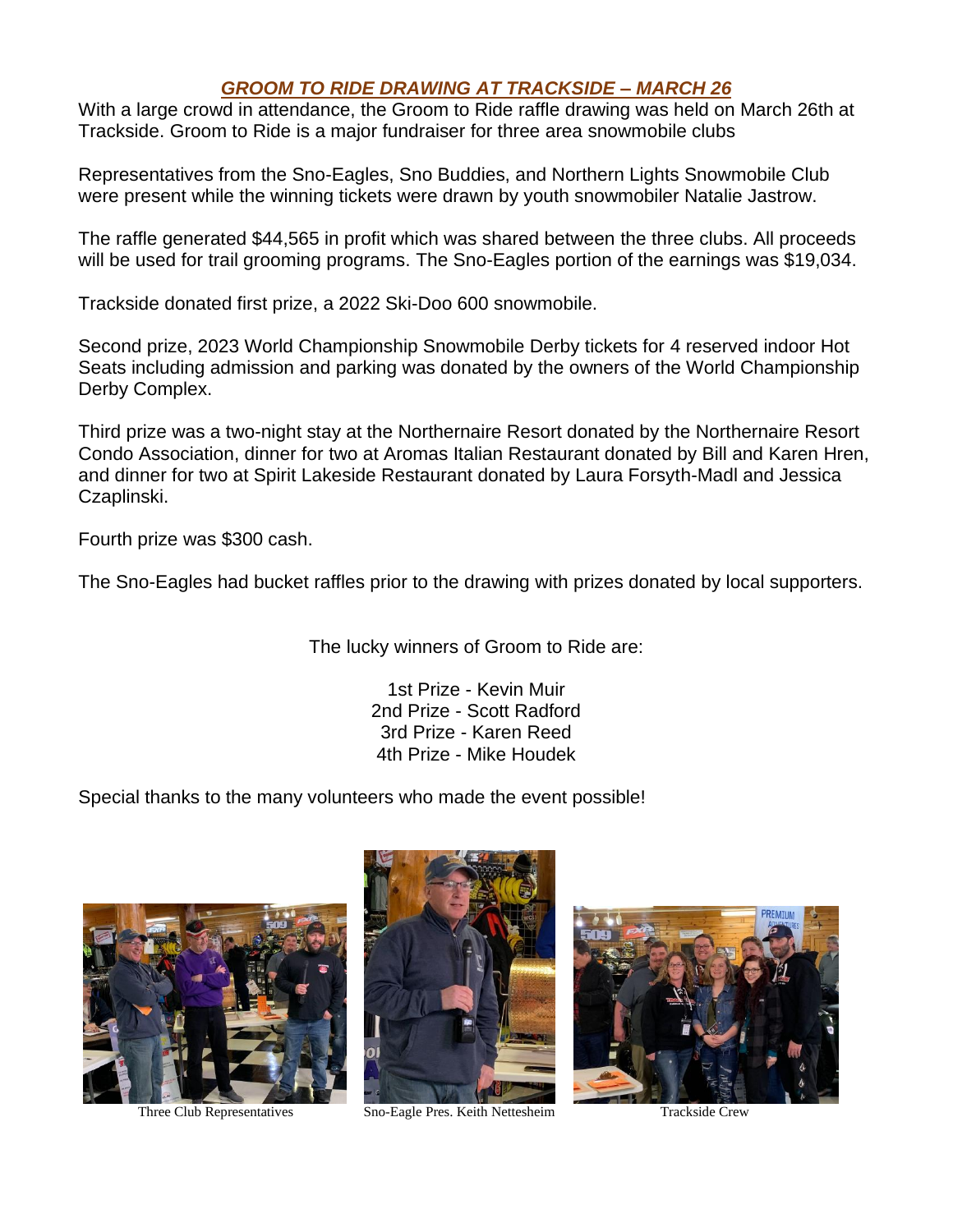## ***GROOM TO RIDE DRAWING AT TRACKSIDE – MARCH 26***

With a large crowd in attendance, the Groom to Ride raffle drawing was held on March 26th at Trackside. Groom to Ride is a major fundraiser for three area snowmobile clubs

Representatives from the Sno-Eagles, Sno Buddies, and Northern Lights Snowmobile Club were present while the winning tickets were drawn by youth snowmobiler Natalie Jastrow.

The raffle generated $44,565 in profit which was shared between the three clubs. All proceeds will be used for trail grooming programs. The Sno-Eagles portion of the earnings was $19,034.

Trackside donated first prize, a 2022 Ski-Doo 600 snowmobile.

Second prize, 2023 World Championship Snowmobile Derby tickets for 4 reserved indoor Hot Seats including admission and parking was donated by the owners of the World Championship Derby Complex.

Third prize was a two-night stay at the Northernaire Resort donated by the Northernaire Resort Condo Association, dinner for two at Aromas Italian Restaurant donated by Bill and Karen Hren, and dinner for two at Spirit Lakeside Restaurant donated by Laura Forsyth-Madl and Jessica Czaplinski.

Fourth prize was $300 cash.

The Sno-Eagles had bucket raffles prior to the drawing with prizes donated by local supporters.

The lucky winners of Groom to Ride are:

1st Prize - Kevin Muir
2nd Prize - Scott Radford
3rd Prize - Karen Reed
4th Prize - Mike Houdek

Special thanks to the many volunteers who made the event possible!

Three Club Representatives

Sno-Eagle Pres. Keith Nettesheim

Trackside Crew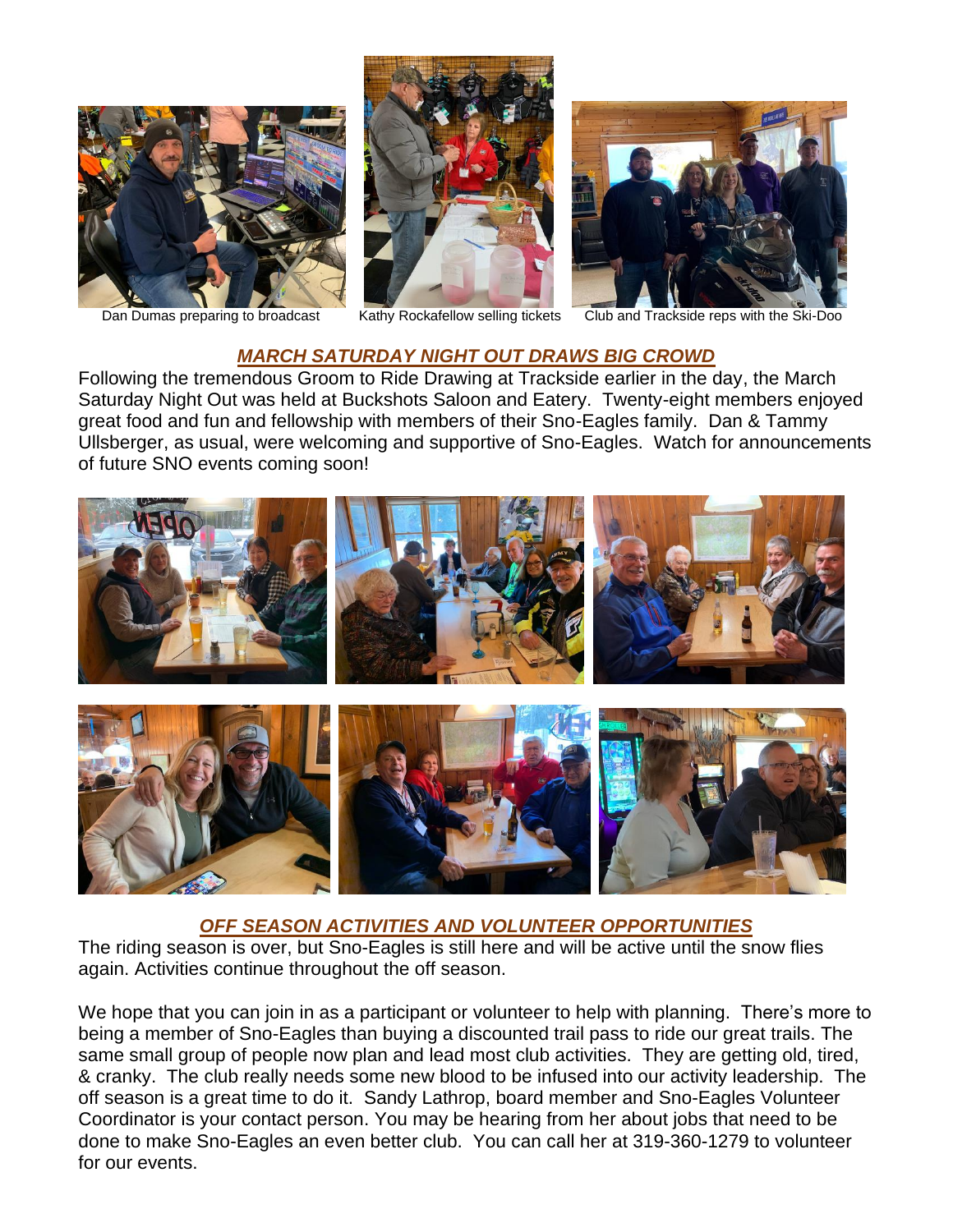Dan Dumas preparing to broadcast Kathy Rockafellow selling tickets Club and Trackside reps with the Ski-Doo

## *MARCH SATURDAY NIGHT OUT DRAWS BIG CROWD*

Following the tremendous Groom to Ride Drawing at Trackside earlier in the day, the March Saturday Night Out was held at Buckshots Saloon and Eatery. Twenty-eight members enjoyed great food and fun and fellowship with members of their Sno-Eagles family. Dan & Tammy Ullsberger, as usual, were welcoming and supportive of Sno-Eagles. Watch for announcements of future SNO events coming soon!

## *OFF SEASON ACTIVITIES AND VOLUNTEER OPPORTUNITIES*

The riding season is over, but Sno-Eagles is still here and will be active until the snow flies again. Activities continue throughout the off season.

We hope that you can join in as a participant or volunteer to help with planning. There's more to being a member of Sno-Eagles than buying a discounted trail pass to ride our great trails. The same small group of people now plan and lead most club activities. They are getting old, tired, & cranky. The club really needs some new blood to be infused into our activity leadership. The off season is a great time to do it. Sandy Lathrop, board member and Sno-Eagles Volunteer Coordinator is your contact person. You may be hearing from her about jobs that need to be done to make Sno-Eagles an even better club. You can call her at 319-360-1279 to volunteer for our events.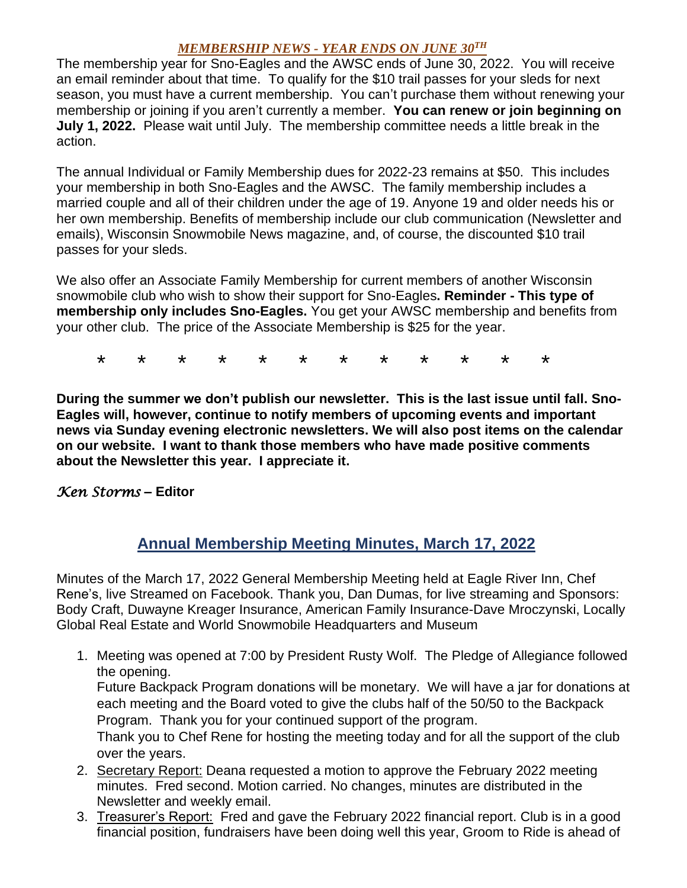## *MEMBERSHIP NEWS - YEAR ENDS ON JUNE 30TH*

The membership year for Sno-Eagles and the AWSC ends of June 30, 2022. You will receive an email reminder about that time. To qualify for the $10 trail passes for your sleds for next season, you must have a current membership. You can't purchase them without renewing your membership or joining if you aren't currently a member. **You can renew or join beginning on July 1, 2022.** Please wait until July. The membership committee needs a little break in the action.

The annual Individual or Family Membership dues for 2022-23 remains at $50. This includes your membership in both Sno-Eagles and the AWSC. The family membership includes a married couple and all of their children under the age of 19. Anyone 19 and older needs his or her own membership. Benefits of membership include our club communication (Newsletter and emails), Wisconsin Snowmobile News magazine, and, of course, the discounted $10 trail passes for your sleds.

We also offer an Associate Family Membership for current members of another Wisconsin snowmobile club who wish to show their support for Sno-Eagles**. Reminder - This type of membership only includes Sno-Eagles.** You get your AWSC membership and benefits from your other club. The price of the Associate Membership is $25 for the year.

\* \* \* \* \* \* \* \* \* \* \* \*

**During the summer we don't publish our newsletter. This is the last issue until fall. Sno-Eagles will, however, continue to notify members of upcoming events and important news via Sunday evening electronic newsletters. We will also post items on the calendar on our website. I want to thank those members who have made positive comments about the Newsletter this year. I appreciate it.**

*Ken Storms* **– Editor**

## Annual Membership Meeting Minutes, March 17, 2022

Minutes of the March 17, 2022 General Membership Meeting held at Eagle River Inn, Chef Rene's, live Streamed on Facebook. Thank you, Dan Dumas, for live streaming and Sponsors: Body Craft, Duwayne Kreager Insurance, American Family Insurance-Dave Mroczynski, Locally Global Real Estate and World Snowmobile Headquarters and Museum

1. Meeting was opened at 7:00 by President Rusty Wolf. The Pledge of Allegiance followed the opening.
   Future Backpack Program donations will be monetary. We will have a jar for donations at each meeting and the Board voted to give the clubs half of the 50/50 to the Backpack Program. Thank you for your continued support of the program.
   Thank you to Chef Rene for hosting the meeting today and for all the support of the club over the years.
2. Secretary Report: Deana requested a motion to approve the February 2022 meeting minutes. Fred second. Motion carried. No changes, minutes are distributed in the Newsletter and weekly email.
3. Treasurer's Report: Fred and gave the February 2022 financial report. Club is in a good financial position, fundraisers have been doing well this year, Groom to Ride is ahead of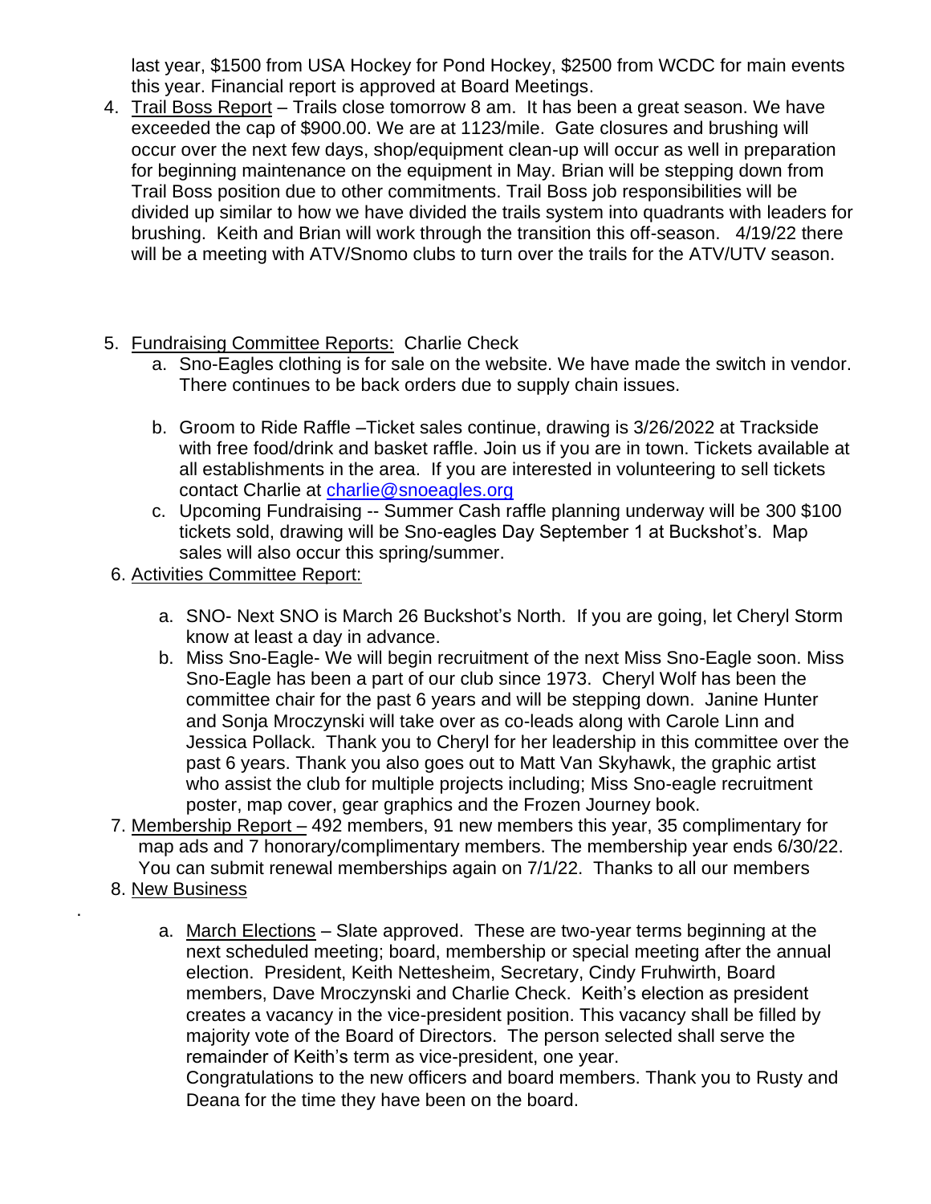last year, $1500 from USA Hockey for Pond Hockey, $2500 from WCDC for main events this year. Financial report is approved at Board Meetings.

4. Trail Boss Report – Trails close tomorrow 8 am. It has been a great season. We have exceeded the cap of $900.00. We are at 1123/mile. Gate closures and brushing will occur over the next few days, shop/equipment clean-up will occur as well in preparation for beginning maintenance on the equipment in May. Brian will be stepping down from Trail Boss position due to other commitments. Trail Boss job responsibilities will be divided up similar to how we have divided the trails system into quadrants with leaders for brushing. Keith and Brian will work through the transition this off-season. 4/19/22 there will be a meeting with ATV/Snomo clubs to turn over the trails for the ATV/UTV season.

5. Fundraising Committee Reports: Charlie Check
   a. Sno-Eagles clothing is for sale on the website. We have made the switch in vendor. There continues to be back orders due to supply chain issues.

   b. Groom to Ride Raffle –Ticket sales continue, drawing is 3/26/2022 at Trackside with free food/drink and basket raffle. Join us if you are in town. Tickets available at all establishments in the area. If you are interested in volunteering to sell tickets contact Charlie at charlie@snoeagles.org
   c. Upcoming Fundraising -- Summer Cash raffle planning underway will be 300 $100 tickets sold, drawing will be Sno-eagles Day September 1 at Buckshot's. Map sales will also occur this spring/summer.

6. Activities Committee Report:

   a. SNO- Next SNO is March 26 Buckshot's North. If you are going, let Cheryl Storm know at least a day in advance.
   b. Miss Sno-Eagle- We will begin recruitment of the next Miss Sno-Eagle soon. Miss Sno-Eagle has been a part of our club since 1973. Cheryl Wolf has been the committee chair for the past 6 years and will be stepping down. Janine Hunter and Sonja Mroczynski will take over as co-leads along with Carole Linn and Jessica Pollack. Thank you to Cheryl for her leadership in this committee over the past 6 years. Thank you also goes out to Matt Van Skyhawk, the graphic artist who assist the club for multiple projects including; Miss Sno-eagle recruitment poster, map cover, gear graphics and the Frozen Journey book.

7. Membership Report – 492 members, 91 new members this year, 35 complimentary for map ads and 7 honorary/complimentary members. The membership year ends 6/30/22. You can submit renewal memberships again on 7/1/22. Thanks to all our members

8. New Business

   a. March Elections – Slate approved. These are two-year terms beginning at the next scheduled meeting; board, membership or special meeting after the annual election. President, Keith Nettesheim, Secretary, Cindy Fruhwirth, Board members, Dave Mroczynski and Charlie Check. Keith's election as president creates a vacancy in the vice-president position. This vacancy shall be filled by majority vote of the Board of Directors. The person selected shall serve the remainder of Keith's term as vice-president, one year.
   Congratulations to the new officers and board members. Thank you to Rusty and Deana for the time they have been on the board.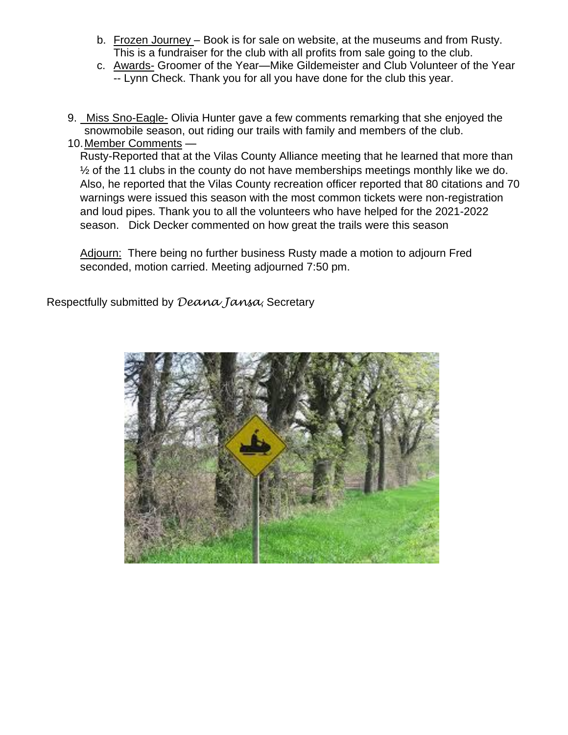b. Frozen Journey – Book is for sale on website, at the museums and from Rusty. This is a fundraiser for the club with all profits from sale going to the club.
c. Awards- Groomer of the Year—Mike Gildemeister and Club Volunteer of the Year -- Lynn Check. Thank you for all you have done for the club this year.

9. Miss Sno-Eagle- Olivia Hunter gave a few comments remarking that she enjoyed the snowmobile season, out riding our trails with family and members of the club.
10. Member Comments —
Rusty-Reported that at the Vilas County Alliance meeting that he learned that more than ½ of the 11 clubs in the county do not have memberships meetings monthly like we do. Also, he reported that the Vilas County recreation officer reported that 80 citations and 70 warnings were issued this season with the most common tickets were non-registration and loud pipes. Thank you to all the volunteers who have helped for the 2021-2022 season. Dick Decker commented on how great the trails were this season

Adjourn: There being no further business Rusty made a motion to adjourn Fred seconded, motion carried. Meeting adjourned 7:50 pm.

Respectfully submitted by *Deana Jansa*, Secretary